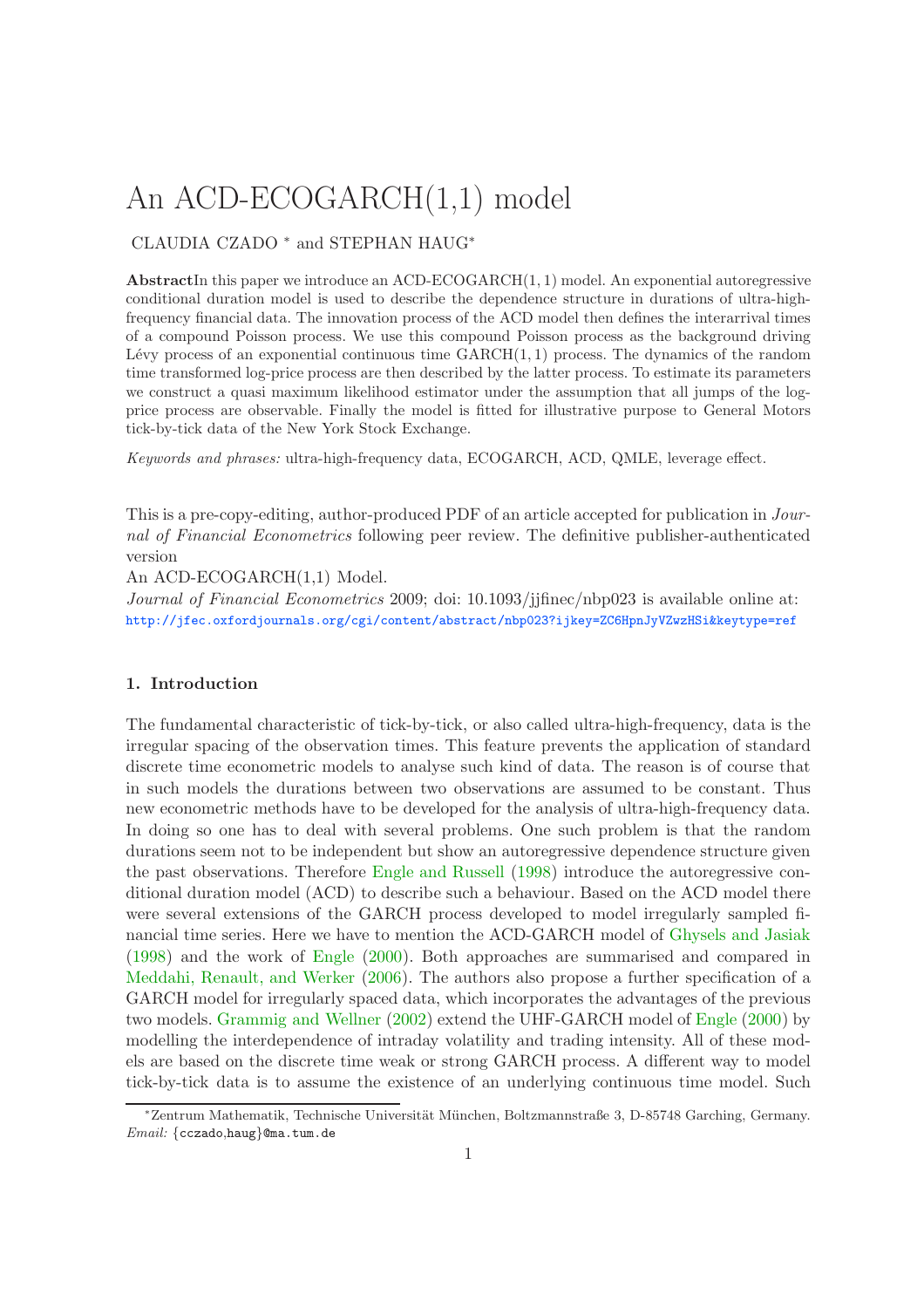# An ACD-ECOGARCH(1,1) model

CLAUDIA CZADO [*] and STEPHAN HAUG[*]

**Abstract** In this paper we introduce an ACD-ECOGARCH$(1,1)$ model. An exponential autoregressive conditional duration model is used to describe the dependence structure in durations of ultra-high-frequency financial data. The innovation process of the ACD model then defines the interarrival times of a compound Poisson process. We use this compound Poisson process as the background driving Lévy process of an exponential continuous time GARCH$(1,1)$ process. The dynamics of the random time transformed log-price process are then described by the latter process. To estimate its parameters we construct a quasi maximum likelihood estimator under the assumption that all jumps of the log-price process are observable. Finally the model is fitted for illustrative purpose to General Motors tick-by-tick data of the New York Stock Exchange.

*Keywords and phrases:* ultra-high-frequency data, ECOGARCH, ACD, QMLE, leverage effect.

This is a pre-copy-editing, author-produced PDF of an article accepted for publication in *Journal of Financial Econometrics* following peer review. The definitive publisher-authenticated version

An ACD-ECOGARCH(1,1) Model.

*Journal of Financial Econometrics* 2009; doi: 10.1093/jjfinec/nbp023 is available online at: http://jfec.oxfordjournals.org/cgi/content/abstract/nbp023?ijkey=ZC6HpnJyVZwzHSi&keytype=ref

## 1. Introduction

The fundamental characteristic of tick-by-tick, or also called ultra-high-frequency, data is the irregular spacing of the observation times. This feature prevents the application of standard discrete time econometric models to analyse such kind of data. The reason is of course that in such models the durations between two observations are assumed to be constant. Thus new econometric methods have to be developed for the analysis of ultra-high-frequency data. In doing so one has to deal with several problems. One such problem is that the random durations seem not to be independent but show an autoregressive dependence structure given the past observations. Therefore Engle and Russell (1998) introduce the autoregressive conditional duration model (ACD) to describe such a behaviour. Based on the ACD model there were several extensions of the GARCH process developed to model irregularly sampled financial time series. Here we have to mention the ACD-GARCH model of Ghysels and Jasiak (1998) and the work of Engle (2000). Both approaches are summarised and compared in Meddahi, Renault, and Werker (2006). The authors also propose a further specification of a GARCH model for irregularly spaced data, which incorporates the advantages of the previous two models. Grammig and Wellner (2002) extend the UHF-GARCH model of Engle (2000) by modelling the interdependence of intraday volatility and trading intensity. All of these models are based on the discrete time weak or strong GARCH process. A different way to model tick-by-tick data is to assume the existence of an underlying continuous time model. Such

[*] Zentrum Mathematik, Technische Universität München, Boltzmannstraße 3, D-85748 Garching, Germany. *Email:* {cczado,haug}@ma.tum.de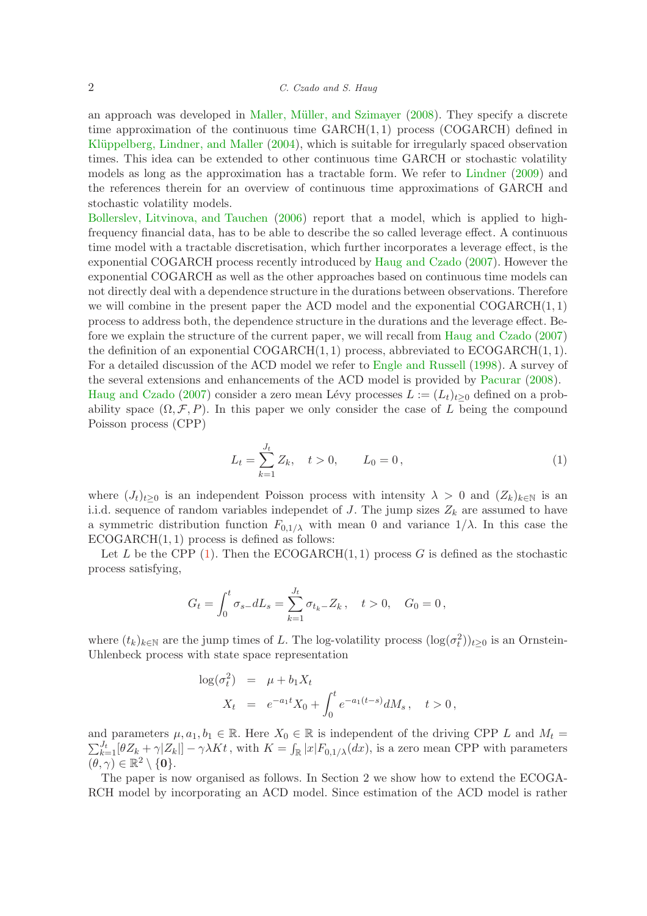an approach was developed in Maller, Müller, and Szimayer (2008). They specify a discrete time approximation of the continuous time GARCH(1,1) process (COGARCH) defined in Klüppelberg, Lindner, and Maller (2004), which is suitable for irregularly spaced observation times. This idea can be extended to other continuous time GARCH or stochastic volatility models as long as the approximation has a tractable form. We refer to Lindner (2009) and the references therein for an overview of continuous time approximations of GARCH and stochastic volatility models.

Bollerslev, Litvinova, and Tauchen (2006) report that a model, which is applied to high-frequency financial data, has to be able to describe the so called leverage effect. A continuous time model with a tractable discretisation, which further incorporates a leverage effect, is the exponential COGARCH process recently introduced by Haug and Czado (2007). However the exponential COGARCH as well as the other approaches based on continuous time models can not directly deal with a dependence structure in the durations between observations. Therefore we will combine in the present paper the ACD model and the exponential COGARCH$(1,1)$ process to address both, the dependence structure in the durations and the leverage effect. Before we explain the structure of the current paper, we will recall from Haug and Czado (2007) the definition of an exponential COGARCH$(1,1)$ process, abbreviated to ECOGARCH$(1,1)$. For a detailed discussion of the ACD model we refer to Engle and Russell (1998). A survey of the several extensions and enhancements of the ACD model is provided by Pacurar (2008).

Haug and Czado (2007) consider a zero mean Lévy processes $L := (L_t)_{t\geq 0}$ defined on a probability space $(\Omega, \mathcal{F}, P)$. In this paper we only consider the case of $L$ being the compound Poisson process (CPP)

$$L_t = \sum_{k=1}^{J_t} Z_k, \quad t > 0, \qquad L_0 = 0\,, \tag{1}$$

where $(J_t)_{t\geq 0}$ is an independent Poisson process with intensity $\lambda > 0$ and $(Z_k)_{k\in\mathbb{N}}$ is an i.i.d. sequence of random variables independet of $J$. The jump sizes $Z_k$ are assumed to have a symmetric distribution function $F_{0,1/\lambda}$ with mean 0 and variance $1/\lambda$. In this case the ECOGARCH$(1,1)$ process is defined as follows:

Let $L$ be the CPP (1). Then the ECOGARCH$(1,1)$ process $G$ is defined as the stochastic process satisfying,

$$G_t = \int_0^t \sigma_{s-} dL_s = \sum_{k=1}^{J_t} \sigma_{t_k-} Z_k\,, \quad t > 0, \quad G_0 = 0\,,$$

where $(t_k)_{k\in\mathbb{N}}$ are the jump times of $L$. The log-volatility process $(\log(\sigma_t^2))_{t\geq 0}$ is an Ornstein-Uhlenbeck process with state space representation

$$\begin{aligned}
\log(\sigma_t^2) &= \mu + b_1 X_t \\
X_t &= e^{-a_1 t} X_0 + \int_0^t e^{-a_1(t-s)} dM_s\,, \quad t > 0\,,
\end{aligned}$$

and parameters $\mu, a_1, b_1 \in \mathbb{R}$. Here $X_0 \in \mathbb{R}$ is independent of the driving CPP $L$ and $M_t = \sum_{k=1}^{J_t}[\theta Z_k + \gamma|Z_k|] - \gamma\lambda K t$, with $K = \int_{\mathbb{R}} |x| F_{0,1/\lambda}(dx)$, is a zero mean CPP with parameters $(\theta,\gamma) \in \mathbb{R}^2 \setminus \{\mathbf{0}\}$.

The paper is now organised as follows. In Section 2 we show how to extend the ECOGARCH model by incorporating an ACD model. Since estimation of the ACD model is rather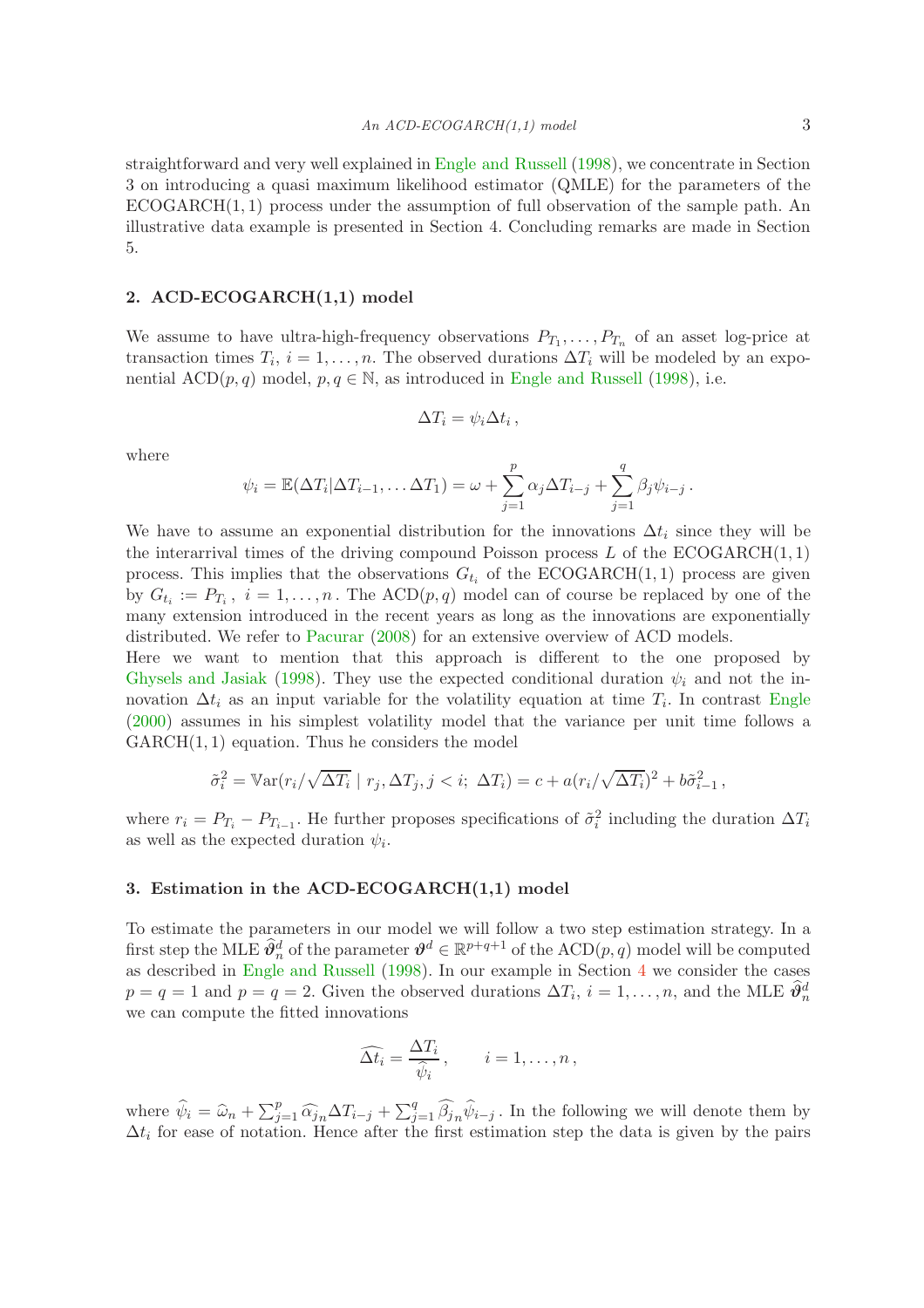straightforward and very well explained in Engle and Russell (1998), we concentrate in Section 3 on introducing a quasi maximum likelihood estimator (QMLE) for the parameters of the ECOGARCH(1, 1) process under the assumption of full observation of the sample path. An illustrative data example is presented in Section 4. Concluding remarks are made in Section 5.

## 2. ACD-ECOGARCH(1,1) model

We assume to have ultra-high-frequency observations $P_{T_1}, \ldots, P_{T_n}$ of an asset log-price at transaction times $T_i$, $i = 1, \ldots, n$. The observed durations $\Delta T_i$ will be modeled by an exponential ACD$(p, q)$ model, $p, q \in \mathbb{N}$, as introduced in Engle and Russell (1998), i.e.

$$\Delta T_i = \psi_i \Delta t_i \,,$$

where

$$\psi_i = \mathbb{E}(\Delta T_i | \Delta T_{i-1}, \ldots \Delta T_1) = \omega + \sum_{j=1}^{p} \alpha_j \Delta T_{i-j} + \sum_{j=1}^{q} \beta_j \psi_{i-j} \,.$$

We have to assume an exponential distribution for the innovations $\Delta t_i$ since they will be the interarrival times of the driving compound Poisson process $L$ of the ECOGARCH(1, 1) process. This implies that the observations $G_{t_i}$ of the ECOGARCH(1, 1) process are given by $G_{t_i} := P_{T_i}$, $i = 1, \ldots, n$. The ACD$(p, q)$ model can of course be replaced by one of the many extension introduced in the recent years as long as the innovations are exponentially distributed. We refer to Pacurar (2008) for an extensive overview of ACD models.

Here we want to mention that this approach is different to the one proposed by Ghysels and Jasiak (1998). They use the expected conditional duration $\psi_i$ and not the innovation $\Delta t_i$ as an input variable for the volatility equation at time $T_i$. In contrast Engle (2000) assumes in his simplest volatility model that the variance per unit time follows a GARCH(1, 1) equation. Thus he considers the model

$$\tilde{\sigma}_i^2 = \mathbb{V}\text{ar}(r_i/\sqrt{\Delta T_i} \mid r_j, \Delta T_j, j < i;\ \Delta T_i) = c + a(r_i/\sqrt{\Delta T_i})^2 + b\tilde{\sigma}_{i-1}^2 \,,$$

where $r_i = P_{T_i} - P_{T_{i-1}}$. He further proposes specifications of $\tilde{\sigma}_i^2$ including the duration $\Delta T_i$ as well as the expected duration $\psi_i$.

## 3. Estimation in the ACD-ECOGARCH(1,1) model

To estimate the parameters in our model we will follow a two step estimation strategy. In a first step the MLE $\widehat{\boldsymbol{\vartheta}}_n^d$ of the parameter $\boldsymbol{\vartheta}^d \in \mathbb{R}^{p+q+1}$ of the ACD$(p, q)$ model will be computed as described in Engle and Russell (1998). In our example in Section 4 we consider the cases $p = q = 1$ and $p = q = 2$. Given the observed durations $\Delta T_i$, $i = 1, \ldots, n$, and the MLE $\widehat{\boldsymbol{\vartheta}}_n^d$ we can compute the fitted innovations

$$\widehat{\Delta t_i} = \frac{\Delta T_i}{\widehat{\psi}_i} \,, \qquad i = 1, \ldots, n \,,$$

where $\widehat{\psi}_i = \widehat{\omega}_n + \sum_{j=1}^{p} \widehat{\alpha_j}_n \Delta T_{i-j} + \sum_{j=1}^{q} \widehat{\beta_j}_n \widehat{\psi}_{i-j}$. In the following we will denote them by $\Delta t_i$ for ease of notation. Hence after the first estimation step the data is given by the pairs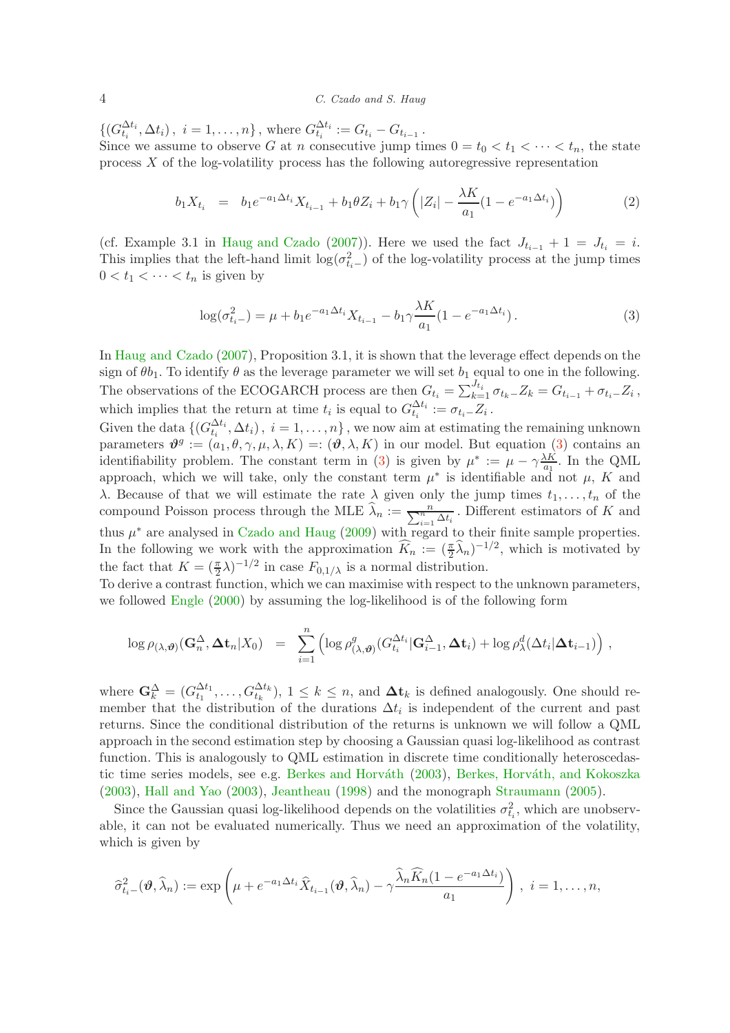$\{(G_{t_i}^{\Delta t_i}, \Delta t_i)\,,\ i=1,\ldots,n\}$, where $G_{t_i}^{\Delta t_i} := G_{t_i} - G_{t_{i-1}}$.
Since we assume to observe $G$ at $n$ consecutive jump times $0 = t_0 < t_1 < \cdots < t_n$, the state process $X$ of the log-volatility process has the following autoregressive representation

$$b_1 X_{t_i} \;=\; b_1 e^{-a_1 \Delta t_i} X_{t_{i-1}} + b_1 \theta Z_i + b_1 \gamma \left( |Z_i| - \frac{\lambda K}{a_1}(1 - e^{-a_1 \Delta t_i}) \right) \tag{2}$$

(cf. Example 3.1 in Haug and Czado (2007)). Here we used the fact $J_{t_{i-1}} + 1 = J_{t_i} = i$. This implies that the left-hand limit $\log(\sigma^2_{t_i-})$ of the log-volatility process at the jump times $0 < t_1 < \cdots < t_n$ is given by

$$\log(\sigma^2_{t_i-}) = \mu + b_1 e^{-a_1 \Delta t_i} X_{t_{i-1}} - b_1 \gamma \frac{\lambda K}{a_1}(1 - e^{-a_1 \Delta t_i})\,. \tag{3}$$

In Haug and Czado (2007), Proposition 3.1, it is shown that the leverage effect depends on the sign of $\theta b_1$. To identify $\theta$ as the leverage parameter we will set $b_1$ equal to one in the following. The observations of the ECOGARCH process are then $G_{t_i} = \sum_{k=1}^{J_{t_i}} \sigma_{t_k-} Z_k = G_{t_{i-1}} + \sigma_{t_i-} Z_i$, which implies that the return at time $t_i$ is equal to $G_{t_i}^{\Delta t_i} := \sigma_{t_i-} Z_i$.
Given the data $\{(G_{t_i}^{\Delta t_i}, \Delta t_i)\,,\ i=1,\ldots,n\}$, we now aim at estimating the remaining unknown parameters $\boldsymbol{\vartheta}^g := (a_1, \theta, \gamma, \mu, \lambda, K) =: (\boldsymbol{\vartheta}, \lambda, K)$ in our model. But equation (3) contains an identifiability problem. The constant term in (3) is given by $\mu^* := \mu - \gamma \frac{\lambda K}{a_1}$. In the QML approach, which we will take, only the constant term $\mu^*$ is identifiable and not $\mu$, $K$ and $\lambda$. Because of that we will estimate the rate $\lambda$ given only the jump times $t_1, \ldots, t_n$ of the compound Poisson process through the MLE $\widehat{\lambda}_n := \frac{n}{\sum_{i=1}^n \Delta t_i}$. Different estimators of $K$ and thus $\mu^*$ are analysed in Czado and Haug (2009) with regard to their finite sample properties. In the following we work with the approximation $\widehat{K}_n := (\frac{\pi}{2}\widehat{\lambda}_n)^{-1/2}$, which is motivated by the fact that $K = (\frac{\pi}{2}\lambda)^{-1/2}$ in case $F_{0,1/\lambda}$ is a normal distribution.
To derive a contrast function, which we can maximise with respect to the unknown parameters, we followed Engle (2000) by assuming the log-likelihood is of the following form

$$\log \rho_{(\lambda,\boldsymbol{\vartheta})}(\mathbf{G}_n^{\Delta}, \boldsymbol{\Delta}\mathbf{t}_n | X_0) \;=\; \sum_{i=1}^n \left( \log \rho^g_{(\lambda,\boldsymbol{\vartheta})}(G_{t_i}^{\Delta t_i} | \mathbf{G}_{i-1}^{\Delta}, \boldsymbol{\Delta}\mathbf{t}_i) + \log \rho^d_{\lambda}(\Delta t_i | \boldsymbol{\Delta}\mathbf{t}_{i-1}) \right)\,,$$

where $\mathbf{G}_k^{\Delta} = (G_{t_1}^{\Delta t_1}, \ldots, G_{t_k}^{\Delta t_k})$, $1 \le k \le n$, and $\boldsymbol{\Delta}\mathbf{t}_k$ is defined analogously. One should remember that the distribution of the durations $\Delta t_i$ is independent of the current and past returns. Since the conditional distribution of the returns is unknown we will follow a QML approach in the second estimation step by choosing a Gaussian quasi log-likelihood as contrast function. This is analogously to QML estimation in discrete time conditionally heteroscedastic time series models, see e.g. Berkes and Horváth (2003), Berkes, Horváth, and Kokoszka (2003), Hall and Yao (2003), Jeantheau (1998) and the monograph Straumann (2005).

Since the Gaussian quasi log-likelihood depends on the volatilities $\sigma^2_{t_i}$, which are unobservable, it can not be evaluated numerically. Thus we need an approximation of the volatility, which is given by

$$\widehat{\sigma}^2_{t_i-}(\boldsymbol{\vartheta}, \widehat{\lambda}_n) := \exp\left( \mu + e^{-a_1 \Delta t_i} \widehat{X}_{t_{i-1}}(\boldsymbol{\vartheta}, \widehat{\lambda}_n) - \gamma \frac{\widehat{\lambda}_n \widehat{K}_n (1 - e^{-a_1 \Delta t_i})}{a_1} \right)\,,\ i = 1, \ldots, n,$$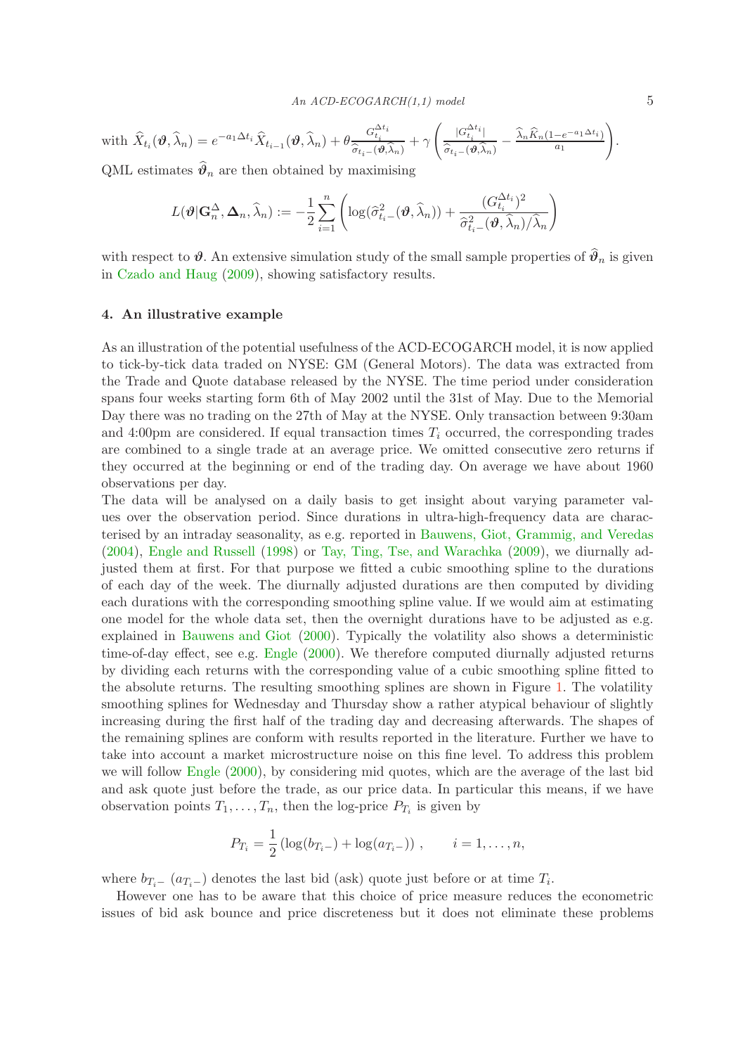with $\widehat{X}_{t_i}(\boldsymbol{\vartheta}, \widehat{\lambda}_n) = e^{-a_1 \Delta t_i} \widehat{X}_{t_{i-1}}(\boldsymbol{\vartheta}, \widehat{\lambda}_n) + \theta \frac{G^{\Delta t_i}_{t_i}}{\widehat{\sigma}_{t_i-}(\boldsymbol{\vartheta}, \widehat{\lambda}_n)} + \gamma \left( \frac{|G^{\Delta t_i}_{t_i}|}{\widehat{\sigma}_{t_i-}(\boldsymbol{\vartheta}, \widehat{\lambda}_n)} - \frac{\widehat{\lambda}_n \widehat{K}_n (1 - e^{-a_1 \Delta t_i})}{a_1} \right)$.

QML estimates $\widehat{\boldsymbol{\vartheta}}_n$ are then obtained by maximising

$$L(\boldsymbol{\vartheta} | \mathbf{G}^{\Delta}_n, \boldsymbol{\Delta}_n, \widehat{\lambda}_n) := -\frac{1}{2} \sum_{i=1}^{n} \left( \log(\widehat{\sigma}^2_{t_i-}(\boldsymbol{\vartheta}, \widehat{\lambda}_n)) + \frac{(G^{\Delta t_i}_{t_i})^2}{\widehat{\sigma}^2_{t_i-}(\boldsymbol{\vartheta}, \widehat{\lambda}_n)/\widehat{\lambda}_n} \right)$$

with respect to $\boldsymbol{\vartheta}$. An extensive simulation study of the small sample properties of $\widehat{\boldsymbol{\vartheta}}_n$ is given in Czado and Haug (2009), showing satisfactory results.

## 4. An illustrative example

As an illustration of the potential usefulness of the ACD-ECOGARCH model, it is now applied to tick-by-tick data traded on NYSE: GM (General Motors). The data was extracted from the Trade and Quote database released by the NYSE. The time period under consideration spans four weeks starting form 6th of May 2002 until the 31st of May. Due to the Memorial Day there was no trading on the 27th of May at the NYSE. Only transaction between 9:30am and 4:00pm are considered. If equal transaction times $T_i$ occurred, the corresponding trades are combined to a single trade at an average price. We omitted consecutive zero returns if they occurred at the beginning or end of the trading day. On average we have about 1960 observations per day.

The data will be analysed on a daily basis to get insight about varying parameter values over the observation period. Since durations in ultra-high-frequency data are characterised by an intraday seasonality, as e.g. reported in Bauwens, Giot, Grammig, and Veredas (2004), Engle and Russell (1998) or Tay, Ting, Tse, and Warachka (2009), we diurnally adjusted them at first. For that purpose we fitted a cubic smoothing spline to the durations of each day of the week. The diurnally adjusted durations are then computed by dividing each durations with the corresponding smoothing spline value. If we would aim at estimating one model for the whole data set, then the overnight durations have to be adjusted as e.g. explained in Bauwens and Giot (2000). Typically the volatility also shows a deterministic time-of-day effect, see e.g. Engle (2000). We therefore computed diurnally adjusted returns by dividing each returns with the corresponding value of a cubic smoothing spline fitted to the absolute returns. The resulting smoothing splines are shown in Figure 1. The volatility smoothing splines for Wednesday and Thursday show a rather atypical behaviour of slightly increasing during the first half of the trading day and decreasing afterwards. The shapes of the remaining splines are conform with results reported in the literature. Further we have to take into account a market microstructure noise on this fine level. To address this problem we will follow Engle (2000), by considering mid quotes, which are the average of the last bid and ask quote just before the trade, as our price data. In particular this means, if we have observation points $T_1, \ldots, T_n$, then the log-price $P_{T_i}$ is given by

$$P_{T_i} = \frac{1}{2} \left( \log(b_{T_i-}) + \log(a_{T_i-}) \right), \qquad i = 1, \ldots, n,$$

where $b_{T_i-}$ ($a_{T_i-}$) denotes the last bid (ask) quote just before or at time $T_i$.

However one has to be aware that this choice of price measure reduces the econometric issues of bid ask bounce and price discreteness but it does not eliminate these problems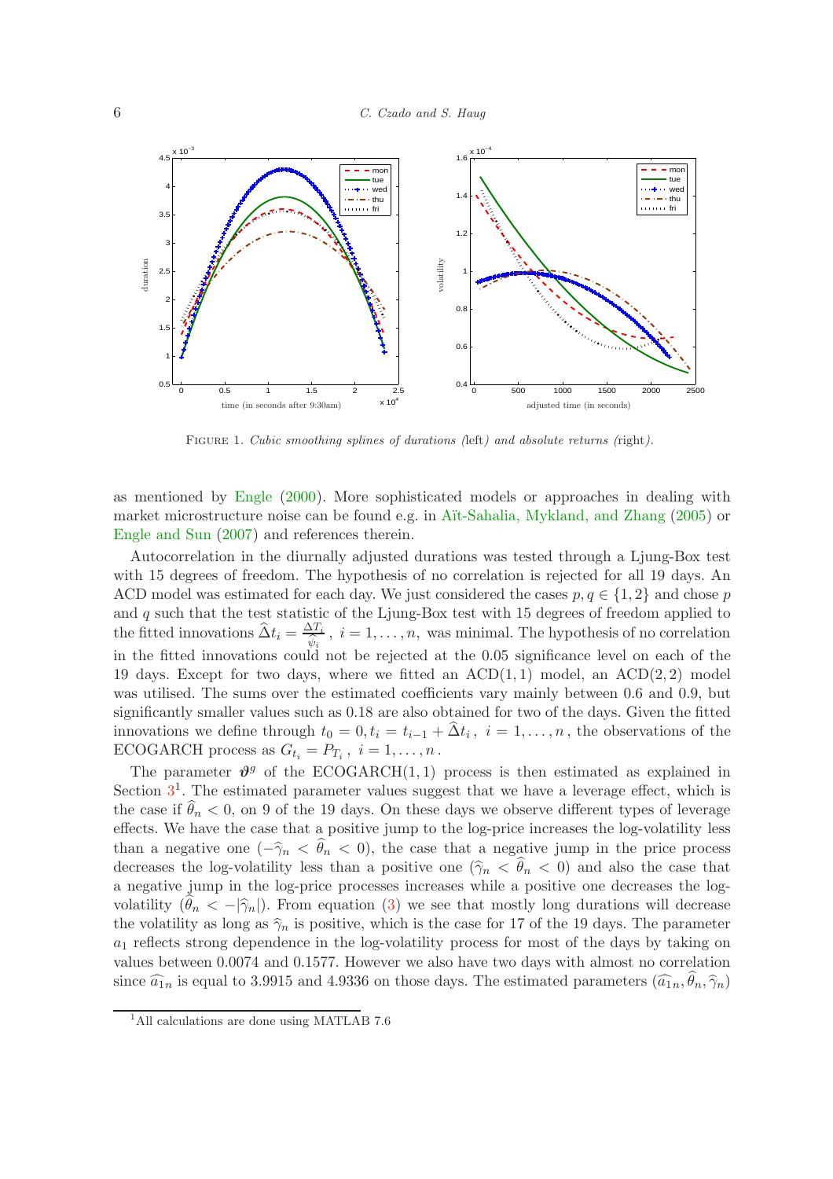FIGURE 1. *Cubic smoothing splines of durations (*left*) and absolute returns (*right*).*

as mentioned by Engle (2000). More sophisticated models or approaches in dealing with market microstructure noise can be found e.g. in Aït-Sahalia, Mykland, and Zhang (2005) or Engle and Sun (2007) and references therein.

Autocorrelation in the diurnally adjusted durations was tested through a Ljung-Box test with 15 degrees of freedom. The hypothesis of no correlation is rejected for all 19 days. An ACD model was estimated for each day. We just considered the cases $p, q \in \{1, 2\}$ and chose $p$ and $q$ such that the test statistic of the Ljung-Box test with 15 degrees of freedom applied to the fitted innovations $\widehat{\Delta} t_i = \frac{\Delta T_i}{\widehat{\psi}_i}$, $i = 1, \ldots, n$, was minimal. The hypothesis of no correlation in the fitted innovations could not be rejected at the 0.05 significance level on each of the 19 days. Except for two days, where we fitted an ACD(1,1) model, an ACD(2,2) model was utilised. The sums over the estimated coefficients vary mainly between 0.6 and 0.9, but significantly smaller values such as 0.18 are also obtained for two of the days. Given the fitted innovations we define through $t_0 = 0, t_i = t_{i-1} + \widehat{\Delta} t_i$, $i = 1, \ldots, n$, the observations of the ECOGARCH process as $G_{t_i} = P_{T_i}$, $i = 1, \ldots, n$.

The parameter $\boldsymbol{\vartheta}^g$ of the ECOGARCH(1,1) process is then estimated as explained in Section 3[1]. The estimated parameter values suggest that we have a leverage effect, which is the case if $\widehat{\theta}_n < 0$, on 9 of the 19 days. On these days we observe different types of leverage effects. We have the case that a positive jump to the log-price increases the log-volatility less than a negative one ($-\widehat{\gamma}_n < \widehat{\theta}_n < 0$), the case that a negative jump in the price process decreases the log-volatility less than a positive one ($\widehat{\gamma}_n < \widehat{\theta}_n < 0$) and also the case that a negative jump in the log-price processes increases while a positive one decreases the log-volatility ($\widehat{\theta}_n < -|\widehat{\gamma}_n|$). From equation (3) we see that mostly long durations will decrease the volatility as long as $\widehat{\gamma}_n$ is positive, which is the case for 17 of the 19 days. The parameter $a_1$ reflects strong dependence in the log-volatility process for most of the days by taking on values between 0.0074 and 0.1577. However we also have two days with almost no correlation since $\widehat{a_1}_n$ is equal to 3.9915 and 4.9336 on those days. The estimated parameters $(\widehat{a_1}_n, \widehat{\theta}_n, \widehat{\gamma}_n)$

[1] All calculations are done using MATLAB 7.6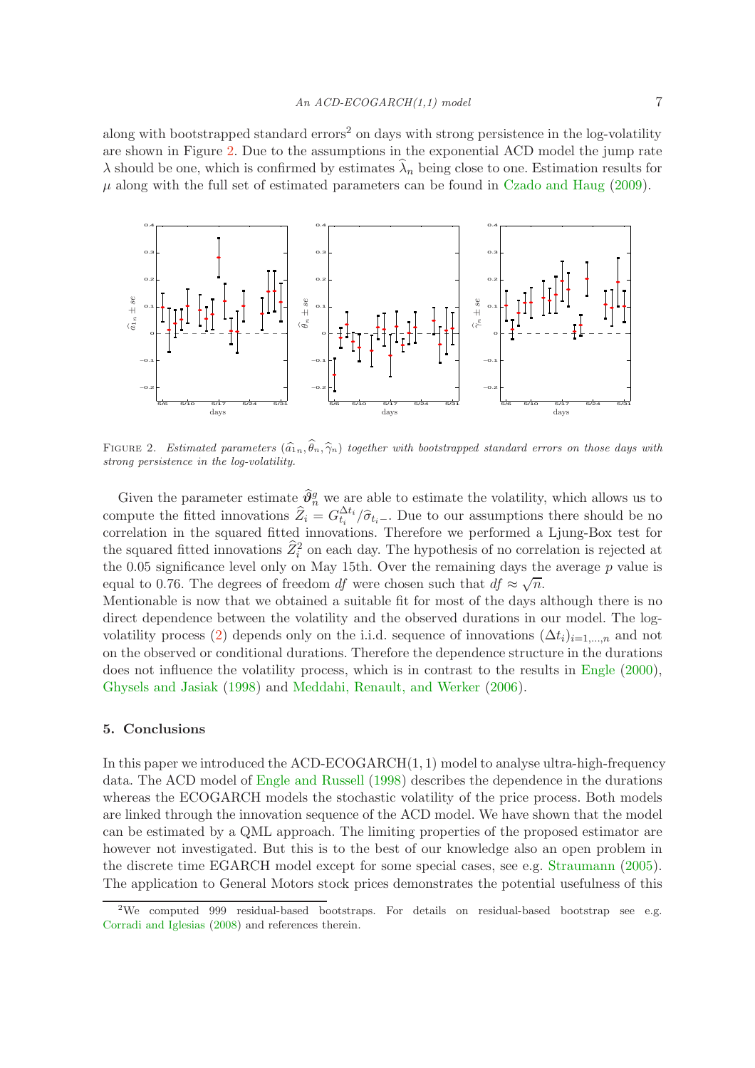along with bootstrapped standard errors[2] on days with strong persistence in the log-volatility are shown in Figure 2. Due to the assumptions in the exponential ACD model the jump rate $\lambda$ should be one, which is confirmed by estimates $\widehat{\lambda}_n$ being close to one. Estimation results for $\mu$ along with the full set of estimated parameters can be found in Czado and Haug (2009).

FIGURE 2. *Estimated parameters* $(\widehat{a}_{1n}, \widehat{\theta}_n, \widehat{\gamma}_n)$ *together with bootstrapped standard errors on those days with strong persistence in the log-volatility.*

Given the parameter estimate $\widehat{\boldsymbol{\vartheta}}_n^g$ we are able to estimate the volatility, which allows us to compute the fitted innovations $\widehat{Z}_i = G_{t_i}^{\Delta t_i}/\widehat{\sigma}_{t_i-}$. Due to our assumptions there should be no correlation in the squared fitted innovations. Therefore we performed a Ljung-Box test for the squared fitted innovations $\widehat{Z}_i^2$ on each day. The hypothesis of no correlation is rejected at the 0.05 significance level only on May 15th. Over the remaining days the average $p$ value is equal to 0.76. The degrees of freedom $df$ were chosen such that $df \approx \sqrt{n}$.

Mentionable is now that we obtained a suitable fit for most of the days although there is no direct dependence between the volatility and the observed durations in our model. The log-volatility process (2) depends only on the i.i.d. sequence of innovations $(\Delta t_i)_{i=1,\ldots,n}$ and not on the observed or conditional durations. Therefore the dependence structure in the durations does not influence the volatility process, which is in contrast to the results in Engle (2000), Ghysels and Jasiak (1998) and Meddahi, Renault, and Werker (2006).

## 5. Conclusions

In this paper we introduced the ACD-ECOGARCH$(1,1)$ model to analyse ultra-high-frequency data. The ACD model of Engle and Russell (1998) describes the dependence in the durations whereas the ECOGARCH models the stochastic volatility of the price process. Both models are linked through the innovation sequence of the ACD model. We have shown that the model can be estimated by a QML approach. The limiting properties of the proposed estimator are however not investigated. But this is to the best of our knowledge also an open problem in the discrete time EGARCH model except for some special cases, see e.g. Straumann (2005). The application to General Motors stock prices demonstrates the potential usefulness of this

[2] We computed 999 residual-based bootstraps. For details on residual-based bootstrap see e.g. Corradi and Iglesias (2008) and references therein.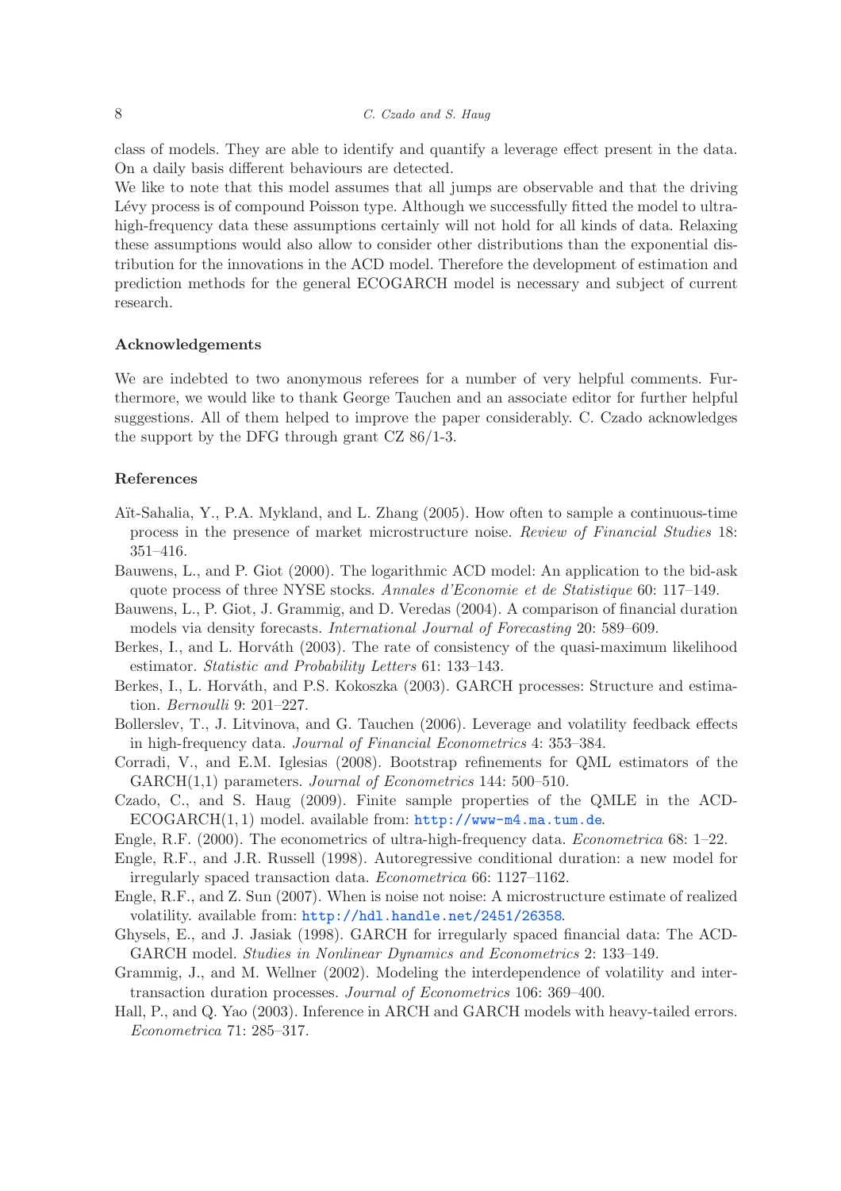class of models. They are able to identify and quantify a leverage effect present in the data. On a daily basis different behaviours are detected.

We like to note that this model assumes that all jumps are observable and that the driving Lévy process is of compound Poisson type. Although we successfully fitted the model to ultra-high-frequency data these assumptions certainly will not hold for all kinds of data. Relaxing these assumptions would also allow to consider other distributions than the exponential distribution for the innovations in the ACD model. Therefore the development of estimation and prediction methods for the general ECOGARCH model is necessary and subject of current research.

### Acknowledgements

We are indebted to two anonymous referees for a number of very helpful comments. Furthermore, we would like to thank George Tauchen and an associate editor for further helpful suggestions. All of them helped to improve the paper considerably. C. Czado acknowledges the support by the DFG through grant CZ 86/1-3.

### References

Aït-Sahalia, Y., P.A. Mykland, and L. Zhang (2005). How often to sample a continuous-time process in the presence of market microstructure noise. *Review of Financial Studies* 18: 351–416.

Bauwens, L., and P. Giot (2000). The logarithmic ACD model: An application to the bid-ask quote process of three NYSE stocks. *Annales d'Economie et de Statistique* 60: 117–149.

Bauwens, L., P. Giot, J. Grammig, and D. Veredas (2004). A comparison of financial duration models via density forecasts. *International Journal of Forecasting* 20: 589–609.

Berkes, I., and L. Horváth (2003). The rate of consistency of the quasi-maximum likelihood estimator. *Statistic and Probability Letters* 61: 133–143.

Berkes, I., L. Horváth, and P.S. Kokoszka (2003). GARCH processes: Structure and estimation. *Bernoulli* 9: 201–227.

Bollerslev, T., J. Litvinova, and G. Tauchen (2006). Leverage and volatility feedback effects in high-frequency data. *Journal of Financial Econometrics* 4: 353–384.

Corradi, V., and E.M. Iglesias (2008). Bootstrap refinements for QML estimators of the GARCH(1,1) parameters. *Journal of Econometrics* 144: 500–510.

Czado, C., and S. Haug (2009). Finite sample properties of the QMLE in the ACD-ECOGARCH$(1,1)$ model. available from: http://www-m4.ma.tum.de.

Engle, R.F. (2000). The econometrics of ultra-high-frequency data. *Econometrica* 68: 1–22.

Engle, R.F., and J.R. Russell (1998). Autoregressive conditional duration: a new model for irregularly spaced transaction data. *Econometrica* 66: 1127–1162.

Engle, R.F., and Z. Sun (2007). When is noise not noise: A microstructure estimate of realized volatility. available from: http://hdl.handle.net/2451/26358.

Ghysels, E., and J. Jasiak (1998). GARCH for irregularly spaced financial data: The ACD-GARCH model. *Studies in Nonlinear Dynamics and Econometrics* 2: 133–149.

Grammig, J., and M. Wellner (2002). Modeling the interdependence of volatility and inter-transaction duration processes. *Journal of Econometrics* 106: 369–400.

Hall, P., and Q. Yao (2003). Inference in ARCH and GARCH models with heavy-tailed errors. *Econometrica* 71: 285–317.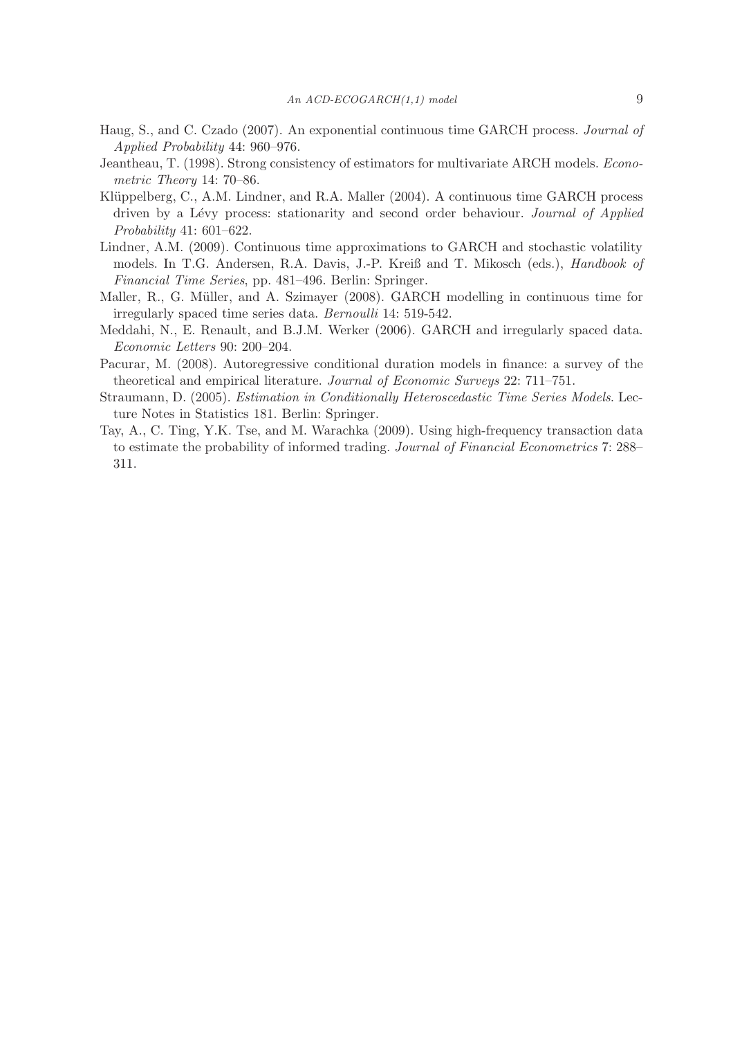Haug, S., and C. Czado (2007). An exponential continuous time GARCH process. *Journal of Applied Probability* 44: 960–976.

Jeantheau, T. (1998). Strong consistency of estimators for multivariate ARCH models. *Econometric Theory* 14: 70–86.

Klüppelberg, C., A.M. Lindner, and R.A. Maller (2004). A continuous time GARCH process driven by a Lévy process: stationarity and second order behaviour. *Journal of Applied Probability* 41: 601–622.

Lindner, A.M. (2009). Continuous time approximations to GARCH and stochastic volatility models. In T.G. Andersen, R.A. Davis, J.-P. Kreiß and T. Mikosch (eds.), *Handbook of Financial Time Series*, pp. 481–496. Berlin: Springer.

Maller, R., G. Müller, and A. Szimayer (2008). GARCH modelling in continuous time for irregularly spaced time series data. *Bernoulli* 14: 519-542.

Meddahi, N., E. Renault, and B.J.M. Werker (2006). GARCH and irregularly spaced data. *Economic Letters* 90: 200–204.

Pacurar, M. (2008). Autoregressive conditional duration models in finance: a survey of the theoretical and empirical literature. *Journal of Economic Surveys* 22: 711–751.

Straumann, D. (2005). *Estimation in Conditionally Heteroscedastic Time Series Models*. Lecture Notes in Statistics 181. Berlin: Springer.

Tay, A., C. Ting, Y.K. Tse, and M. Warachka (2009). Using high-frequency transaction data to estimate the probability of informed trading. *Journal of Financial Econometrics* 7: 288–311.